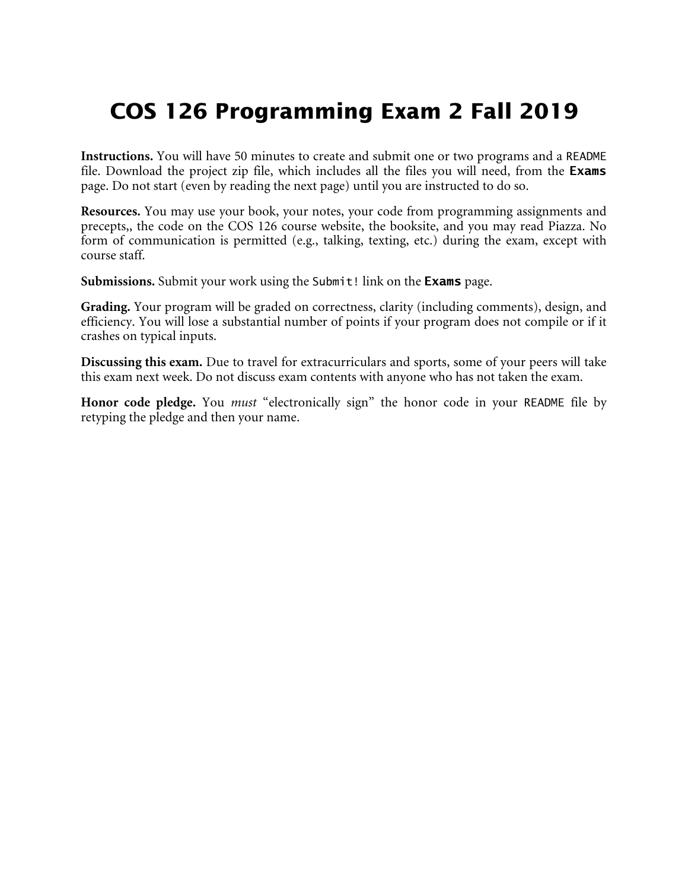# COS 126 Programming Exam 2 Fall 2019

**Instructions.** You will have 50 minutes to create and submit one or two programs and a `README` file. Download the project zip file, which includes all the files you will need, from the **`Exams`** page. Do not start (even by reading the next page) until you are instructed to do so.

**Resources.** You may use your book, your notes, your code from programming assignments and precepts,, the code on the COS 126 course website, the booksite, and you may read Piazza. No form of communication is permitted (e.g., talking, texting, etc.) during the exam, except with course staff.

**Submissions.** Submit your work using the `Submit!` link on the **`Exams`** page.

**Grading.** Your program will be graded on correctness, clarity (including comments), design, and efficiency. You will lose a substantial number of points if your program does not compile or if it crashes on typical inputs.

**Discussing this exam.** Due to travel for extracurriculars and sports, some of your peers will take this exam next week. Do not discuss exam contents with anyone who has not taken the exam.

**Honor code pledge.** You *must* "electronically sign" the honor code in your `README` file by retyping the pledge and then your name.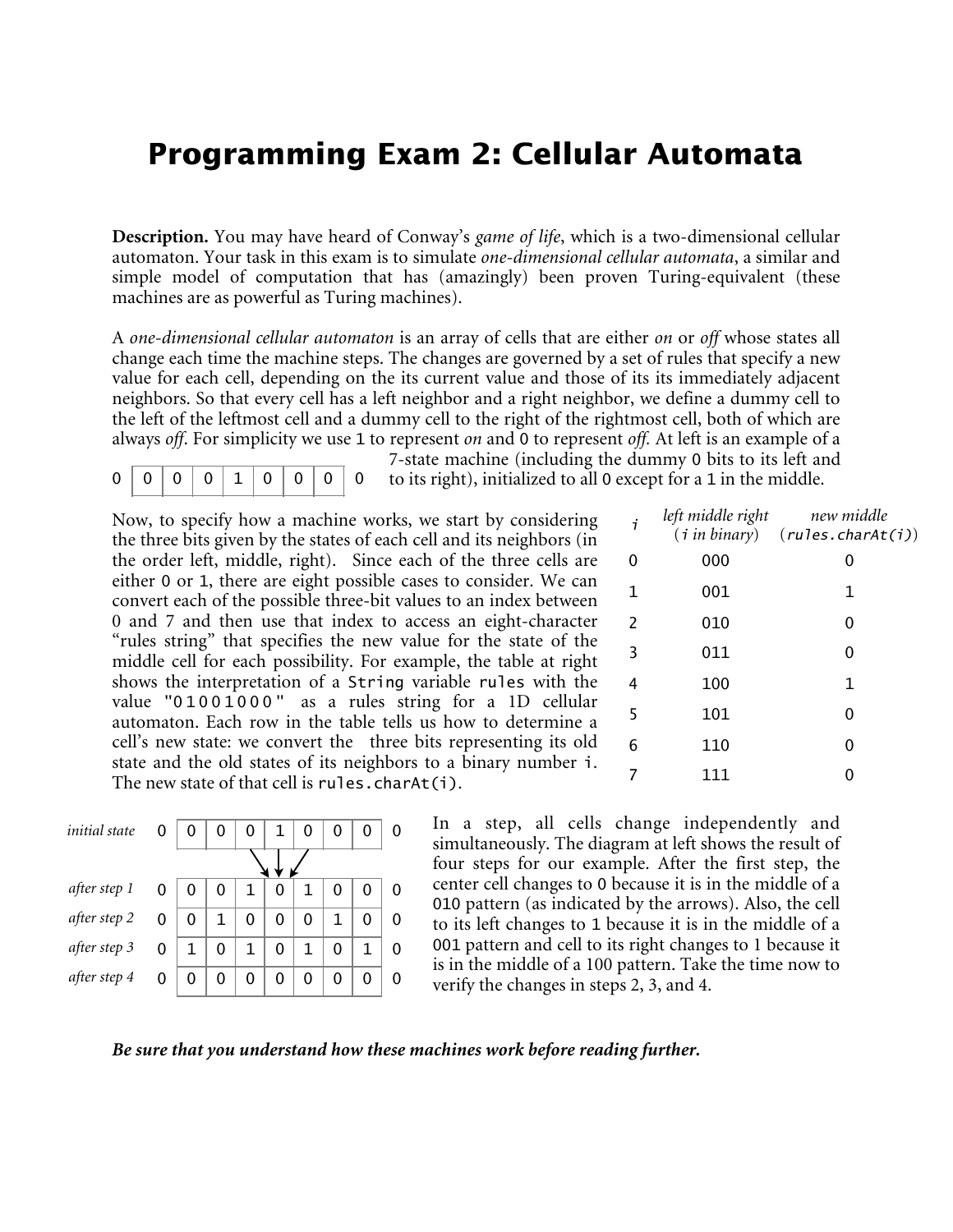# Programming Exam 2: Cellular Automata

**Description.** You may have heard of Conway's *game of life*, which is a two-dimensional cellular automaton. Your task in this exam is to simulate *one-dimensional cellular automata*, a similar and simple model of computation that has (amazingly) been proven Turing-equivalent (these machines are as powerful as Turing machines).

A *one-dimensional cellular automaton* is an array of cells that are either *on* or *off* whose states all change each time the machine steps. The changes are governed by a set of rules that specify a new value for each cell, depending on the its current value and those of its its immediately adjacent neighbors. So that every cell has a left neighbor and a right neighbor, we define a dummy cell to the left of the leftmost cell and a dummy cell to the right of the rightmost cell, both of which are always *off*. For simplicity we use `1` to represent *on* and `0` to represent *off*. At left is an example of a 7-state machine (including the dummy `0` bits to its left and to its right), initialized to all `0` except for a `1` in the middle.

```
0 | 0 | 0 | 0 | 1 | 0 | 0 | 0 | 0
```

Now, to specify how a machine works, we start by considering the three bits given by the states of each cell and its neighbors (in the order left, middle, right). Since each of the three cells are either `0` or `1`, there are eight possible cases to consider. We can convert each of the possible three-bit values to an index between 0 and 7 and then use that index to access an eight-character "rules string" that specifies the new value for the state of the middle cell for each possibility. For example, the table at right shows the interpretation of a `String` variable `rules` with the value `"01001000"` as a rules string for a 1D cellular automaton. Each row in the table tells us how to determine a cell's new state: we convert the three bits representing its old state and the old states of its neighbors to a binary number `i`. The new state of that cell is `rules.charAt(i)`.

| `i` | *left middle right* (*`i` in binary*) | *new middle* (*`rules.charAt(i)`*) |
|---|---|---|
| 0 | 000 | 0 |
| 1 | 001 | 1 |
| 2 | 010 | 0 |
| 3 | 011 | 0 |
| 4 | 100 | 1 |
| 5 | 101 | 0 |
| 6 | 110 | 0 |
| 7 | 111 | 0 |

| | | | | | | | | | |
|---|---|---|---|---|---|---|---|---|---|
| *initial state* | 0 | 0 | 0 | 0 | 1 | 0 | 0 | 0 | 0 |
| *after step 1* | 0 | 0 | 0 | 1 | 0 | 1 | 0 | 0 | 0 |
| *after step 2* | 0 | 0 | 1 | 0 | 0 | 0 | 1 | 0 | 0 |
| *after step 3* | 0 | 1 | 0 | 1 | 0 | 1 | 0 | 1 | 0 |
| *after step 4* | 0 | 0 | 0 | 0 | 0 | 0 | 0 | 0 | 0 |

In a step, all cells change independently and simultaneously. The diagram at left shows the result of four steps for our example. After the first step, the center cell changes to `0` because it is in the middle of a `010` pattern (as indicated by the arrows). Also, the cell to its left changes to `1` because it is in the middle of a `001` pattern and cell to its right changes to 1 because it is in the middle of a 100 pattern. Take the time now to verify the changes in steps 2, 3, and 4.

***Be sure that you understand how these machines work before reading further.***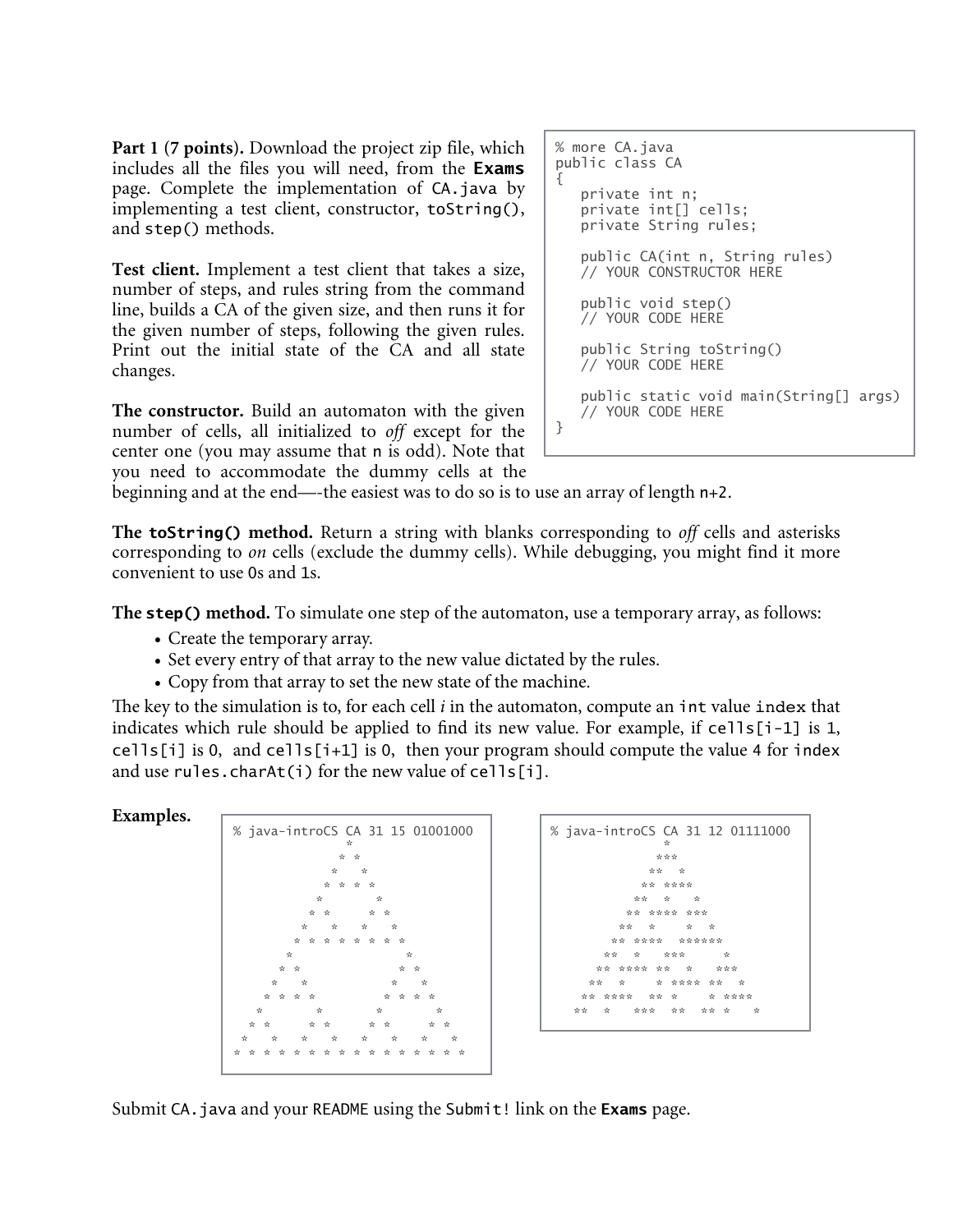**Part 1 (7 points).** Download the project zip file, which includes all the files you will need, from the **Exams** page. Complete the implementation of `CA.java` by implementing a test client, constructor, `toString()`, and `step()` methods.

```
% more CA.java
public class CA
{
   private int n;
   private int[] cells;
   private String rules;

   public CA(int n, String rules)
   // YOUR CONSTRUCTOR HERE

   public void step()
   // YOUR CODE HERE

   public String toString()
   // YOUR CODE HERE

   public static void main(String[] args)
   // YOUR CODE HERE
}
```

**Test client.** Implement a test client that takes a size, number of steps, and rules string from the command line, builds a CA of the given size, and then runs it for the given number of steps, following the given rules. Print out the initial state of the CA and all state changes.

**The constructor.** Build an automaton with the given number of cells, all initialized to *off* except for the center one (you may assume that `n` is odd). Note that you need to accommodate the dummy cells at the beginning and at the end—-the easiest was to do so is to use an array of length `n+2`.

**The `toString()` method.** Return a string with blanks corresponding to *off* cells and asterisks corresponding to *on* cells (exclude the dummy cells). While debugging, you might find it more convenient to use 0s and 1s.

**The `step()` method.** To simulate one step of the automaton, use a temporary array, as follows:

- Create the temporary array.
- Set every entry of that array to the new value dictated by the rules.
- Copy from that array to set the new state of the machine.

The key to the simulation is to, for each cell *i* in the automaton, compute an `int` value `index` that indicates which rule should be applied to find its new value. For example, if `cells[i-1]` is 1, `cells[i]` is 0, and `cells[i+1]` is 0, then your program should compute the value 4 for `index` and use `rules.charAt(i)` for the new value of `cells[i]`.

**Examples.**

```
% java-introCS CA 31 15 01001000
               *
              * *
             *   *
            * * * *
           *       *
          * *     * *
         *   *   *   *
        * * * * * * * *
       *               *
      * *             * *
     *   *           *   *
    * * * *         * * * *
   *       *       *       *
  * *     * *     * *     * *
 *   *   *   *   *   *   *   *
* * * * * * * * * * * * * * * *
```

```
% java-introCS CA 31 12 01111000
               *
              ***
             **  *
            ** ****
           **  *   *
          ** **** ***
         **  *    *  *
        ** ****  ******
       **  *   ***     *
      ** **** **  *   ***
     **  *    * **** **  *
    ** ****  ** *    * ****
   **  *   *** ***  ** *   *
```

Submit `CA.java` and your `README` using the `Submit!` link on the **Exams** page.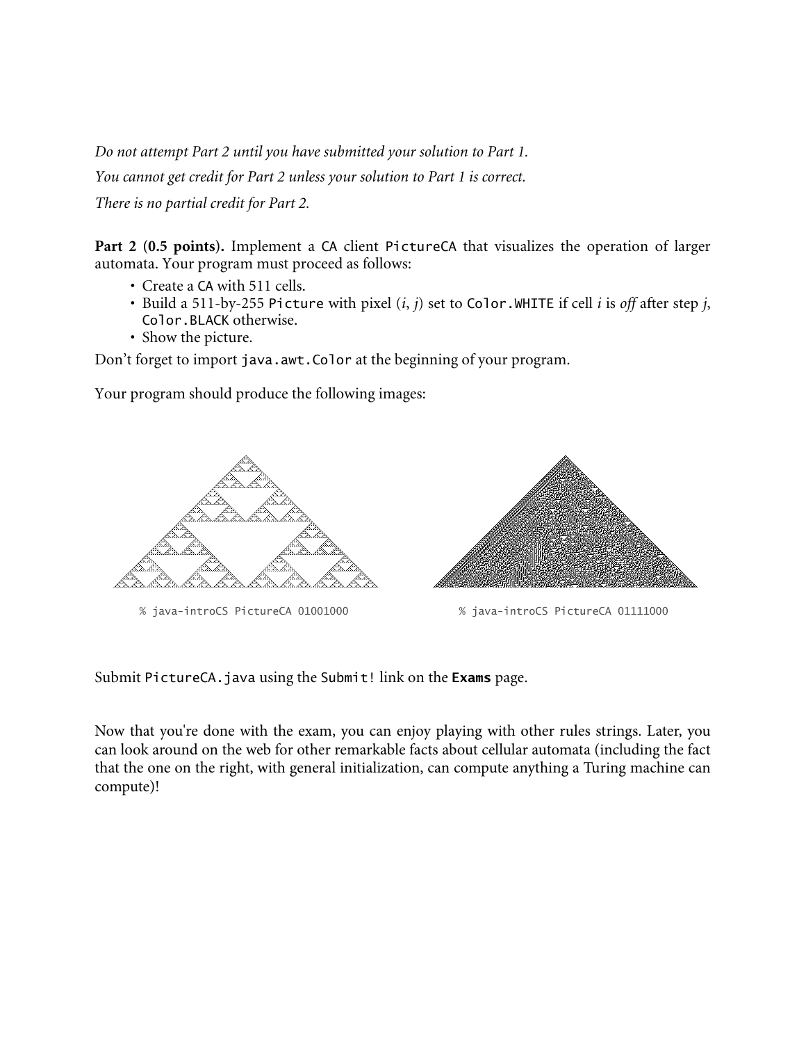*Do not attempt Part 2 until you have submitted your solution to Part 1.*

*You cannot get credit for Part 2 unless your solution to Part 1 is correct.*

*There is no partial credit for Part 2.*

**Part 2 (0.5 points).** Implement a `CA` client `PictureCA` that visualizes the operation of larger automata. Your program must proceed as follows:

- Create a `CA` with 511 cells.
- Build a 511-by-255 `Picture` with pixel ($i$, $j$) set to `Color.WHITE` if cell $i$ is *off* after step $j$, `Color.BLACK` otherwise.
- Show the picture.

Don't forget to import `java.awt.Color` at the beginning of your program.

Your program should produce the following images:

`% java-introCS PictureCA 01001000`

`% java-introCS PictureCA 01111000`

Submit `PictureCA.java` using the `Submit!` link on the **Exams** page.

Now that you're done with the exam, you can enjoy playing with other rules strings. Later, you can look around on the web for other remarkable facts about cellular automata (including the fact that the one on the right, with general initialization, can compute anything a Turing machine can compute)!